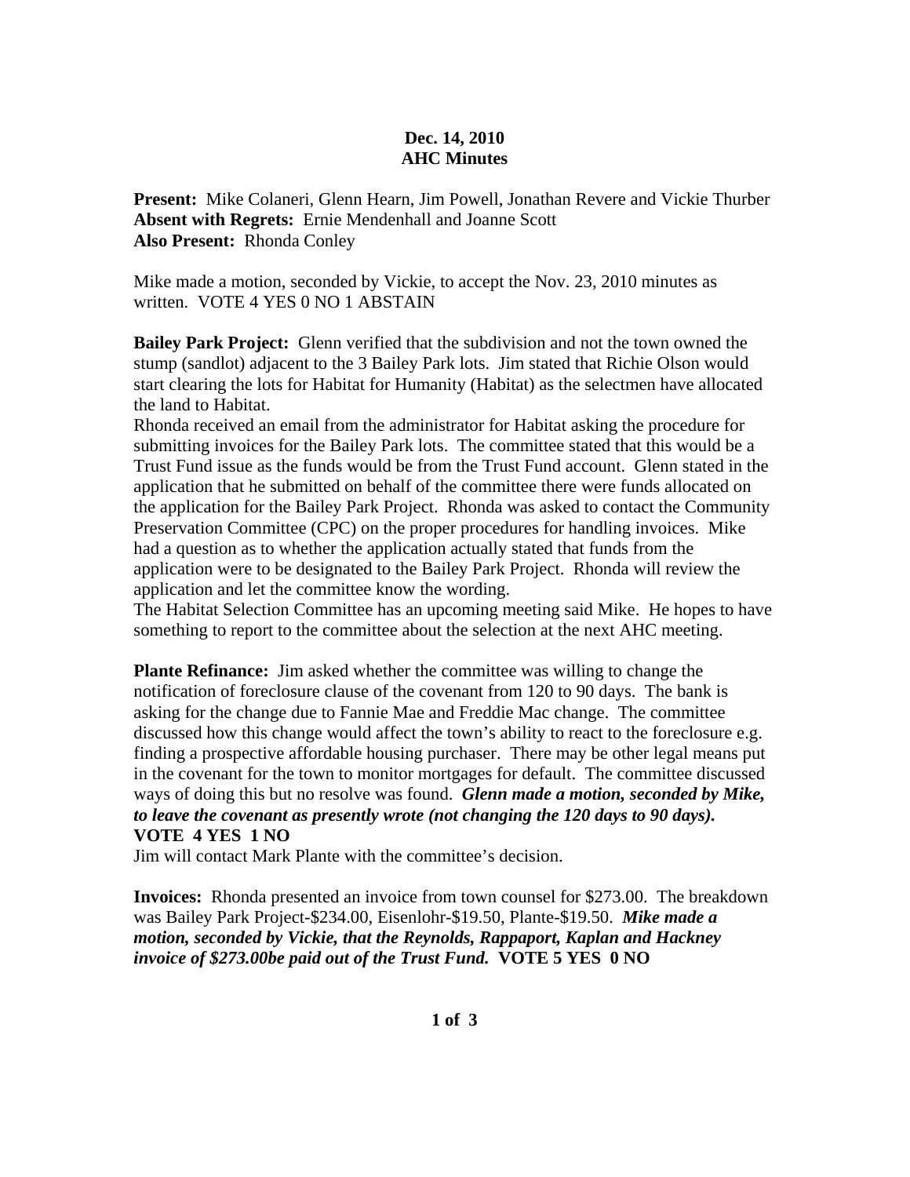**Dec. 14, 2010**
**AHC Minutes**

**Present:** Mike Colaneri, Glenn Hearn, Jim Powell, Jonathan Revere and Vickie Thurber
**Absent with Regrets:** Ernie Mendenhall and Joanne Scott
**Also Present:** Rhonda Conley

Mike made a motion, seconded by Vickie, to accept the Nov. 23, 2010 minutes as written. VOTE 4 YES 0 NO 1 ABSTAIN

**Bailey Park Project:** Glenn verified that the subdivision and not the town owned the stump (sandlot) adjacent to the 3 Bailey Park lots. Jim stated that Richie Olson would start clearing the lots for Habitat for Humanity (Habitat) as the selectmen have allocated the land to Habitat.
Rhonda received an email from the administrator for Habitat asking the procedure for submitting invoices for the Bailey Park lots. The committee stated that this would be a Trust Fund issue as the funds would be from the Trust Fund account. Glenn stated in the application that he submitted on behalf of the committee there were funds allocated on the application for the Bailey Park Project. Rhonda was asked to contact the Community Preservation Committee (CPC) on the proper procedures for handling invoices. Mike had a question as to whether the application actually stated that funds from the application were to be designated to the Bailey Park Project. Rhonda will review the application and let the committee know the wording.
The Habitat Selection Committee has an upcoming meeting said Mike. He hopes to have something to report to the committee about the selection at the next AHC meeting.

**Plante Refinance:** Jim asked whether the committee was willing to change the notification of foreclosure clause of the covenant from 120 to 90 days. The bank is asking for the change due to Fannie Mae and Freddie Mac change. The committee discussed how this change would affect the town's ability to react to the foreclosure e.g. finding a prospective affordable housing purchaser. There may be other legal means put in the covenant for the town to monitor mortgages for default. The committee discussed ways of doing this but no resolve was found. ***Glenn made a motion, seconded by Mike, to leave the covenant as presently wrote (not changing the 120 days to 90 days).*** **VOTE 4 YES 1 NO**
Jim will contact Mark Plante with the committee's decision.

**Invoices:** Rhonda presented an invoice from town counsel for $273.00. The breakdown was Bailey Park Project-$234.00, Eisenlohr-$19.50, Plante-$19.50. ***Mike made a motion, seconded by Vickie, that the Reynolds, Rappaport, Kaplan and Hackney invoice of $273.00be paid out of the Trust Fund.*** **VOTE 5 YES 0 NO**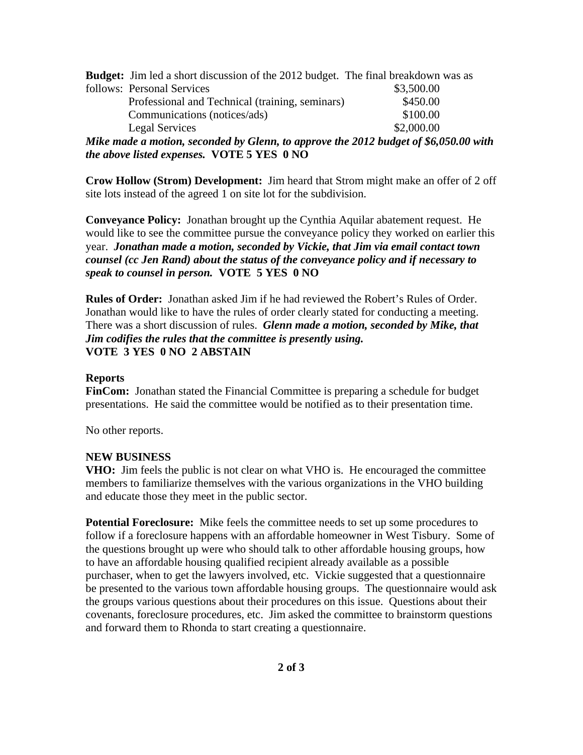**Budget:** Jim led a short discussion of the 2012 budget. The final breakdown was as follows:

| | |
|---|---|
| Personal Services | $3,500.00 |
| Professional and Technical (training, seminars) | $450.00 |
| Communications (notices/ads) | $100.00 |
| Legal Services | $2,000.00 |

***Mike made a motion, seconded by Glenn, to approve the 2012 budget of $6,050.00 with the above listed expenses.*** **VOTE 5 YES 0 NO**

**Crow Hollow (Strom) Development:** Jim heard that Strom might make an offer of 2 off site lots instead of the agreed 1 on site lot for the subdivision.

**Conveyance Policy:** Jonathan brought up the Cynthia Aquilar abatement request. He would like to see the committee pursue the conveyance policy they worked on earlier this year. ***Jonathan made a motion, seconded by Vickie, that Jim via email contact town counsel (cc Jen Rand) about the status of the conveyance policy and if necessary to speak to counsel in person.*** **VOTE 5 YES 0 NO**

**Rules of Order:** Jonathan asked Jim if he had reviewed the Robert's Rules of Order. Jonathan would like to have the rules of order clearly stated for conducting a meeting. There was a short discussion of rules. ***Glenn made a motion, seconded by Mike, that Jim codifies the rules that the committee is presently using.***
**VOTE 3 YES 0 NO 2 ABSTAIN**

**Reports**
**FinCom:** Jonathan stated the Financial Committee is preparing a schedule for budget presentations. He said the committee would be notified as to their presentation time.

No other reports.

**NEW BUSINESS**
**VHO:** Jim feels the public is not clear on what VHO is. He encouraged the committee members to familiarize themselves with the various organizations in the VHO building and educate those they meet in the public sector.

**Potential Foreclosure:** Mike feels the committee needs to set up some procedures to follow if a foreclosure happens with an affordable homeowner in West Tisbury. Some of the questions brought up were who should talk to other affordable housing groups, how to have an affordable housing qualified recipient already available as a possible purchaser, when to get the lawyers involved, etc. Vickie suggested that a questionnaire be presented to the various town affordable housing groups. The questionnaire would ask the groups various questions about their procedures on this issue. Questions about their covenants, foreclosure procedures, etc. Jim asked the committee to brainstorm questions and forward them to Rhonda to start creating a questionnaire.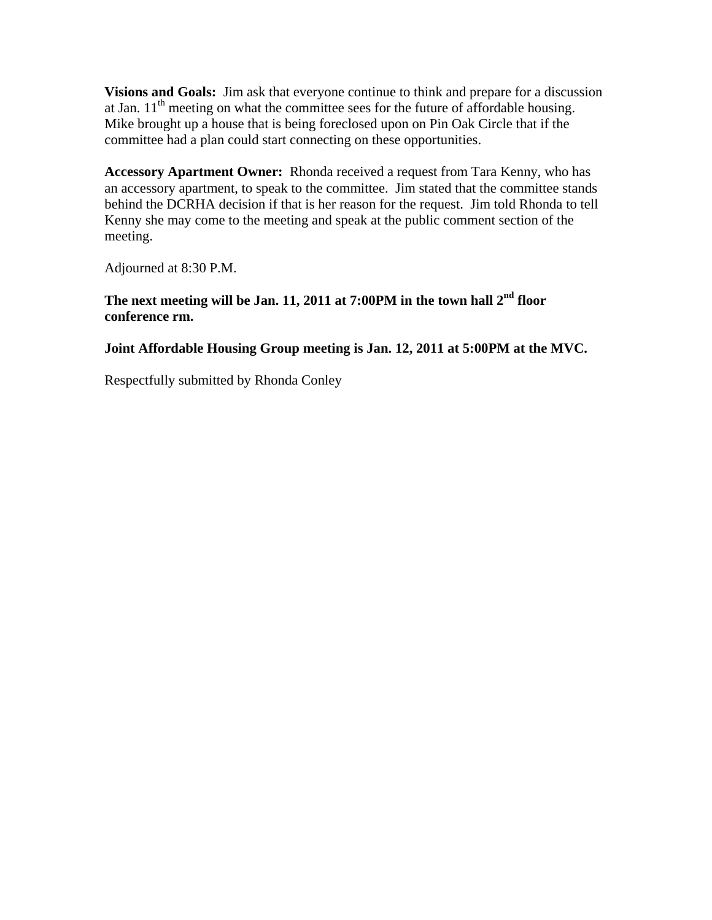**Visions and Goals:** Jim ask that everyone continue to think and prepare for a discussion at Jan. 11th meeting on what the committee sees for the future of affordable housing. Mike brought up a house that is being foreclosed upon on Pin Oak Circle that if the committee had a plan could start connecting on these opportunities.

**Accessory Apartment Owner:** Rhonda received a request from Tara Kenny, who has an accessory apartment, to speak to the committee. Jim stated that the committee stands behind the DCRHA decision if that is her reason for the request. Jim told Rhonda to tell Kenny she may come to the meeting and speak at the public comment section of the meeting.

Adjourned at 8:30 P.M.

**The next meeting will be Jan. 11, 2011 at 7:00PM in the town hall 2nd floor conference rm.**

**Joint Affordable Housing Group meeting is Jan. 12, 2011 at 5:00PM at the MVC.**

Respectfully submitted by Rhonda Conley